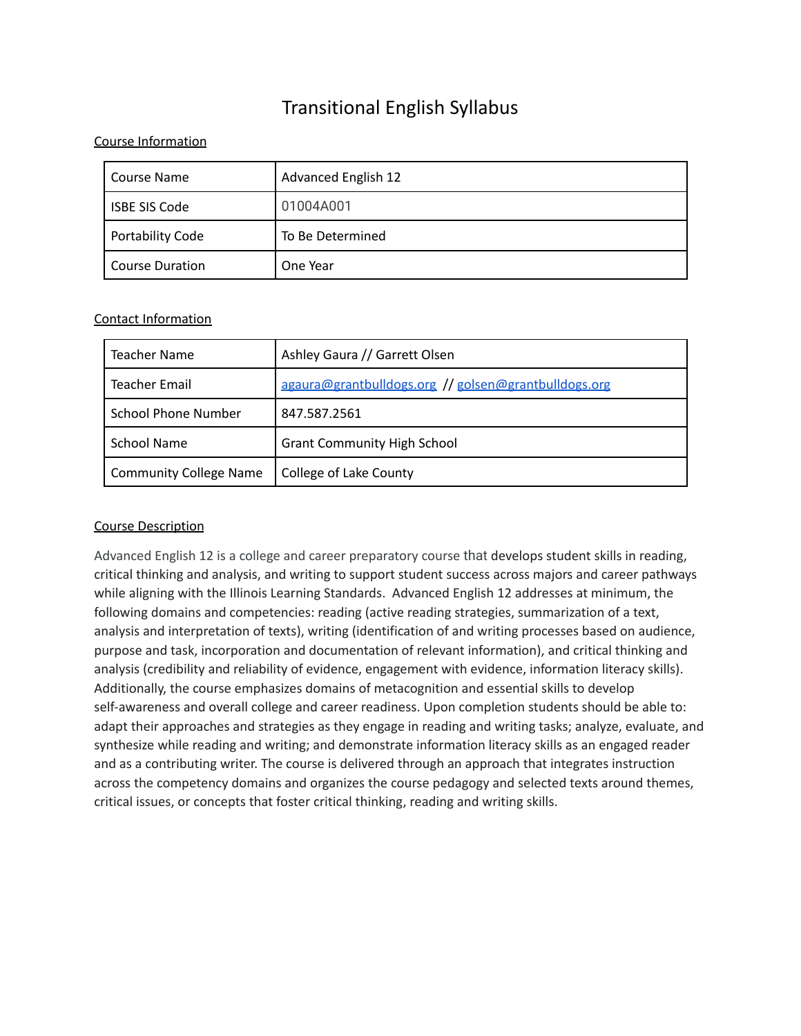# Transitional English Syllabus

## Course Information

| | |
|---|---|
| Course Name | Advanced English 12 |
| ISBE SIS Code | 01004A001 |
| Portability Code | To Be Determined |
| Course Duration | One Year |

## Contact Information

| | |
|---|---|
| Teacher Name | Ashley Gaura // Garrett Olsen |
| Teacher Email | agaura@grantbulldogs.org // golsen@grantbulldogs.org |
| School Phone Number | 847.587.2561 |
| School Name | Grant Community High School |
| Community College Name | College of Lake County |

## Course Description

Advanced English 12 is a college and career preparatory course that develops student skills in reading, critical thinking and analysis, and writing to support student success across majors and career pathways while aligning with the Illinois Learning Standards. Advanced English 12 addresses at minimum, the following domains and competencies: reading (active reading strategies, summarization of a text, analysis and interpretation of texts), writing (identification of and writing processes based on audience, purpose and task, incorporation and documentation of relevant information), and critical thinking and analysis (credibility and reliability of evidence, engagement with evidence, information literacy skills). Additionally, the course emphasizes domains of metacognition and essential skills to develop self-awareness and overall college and career readiness. Upon completion students should be able to: adapt their approaches and strategies as they engage in reading and writing tasks; analyze, evaluate, and synthesize while reading and writing; and demonstrate information literacy skills as an engaged reader and as a contributing writer. The course is delivered through an approach that integrates instruction across the competency domains and organizes the course pedagogy and selected texts around themes, critical issues, or concepts that foster critical thinking, reading and writing skills.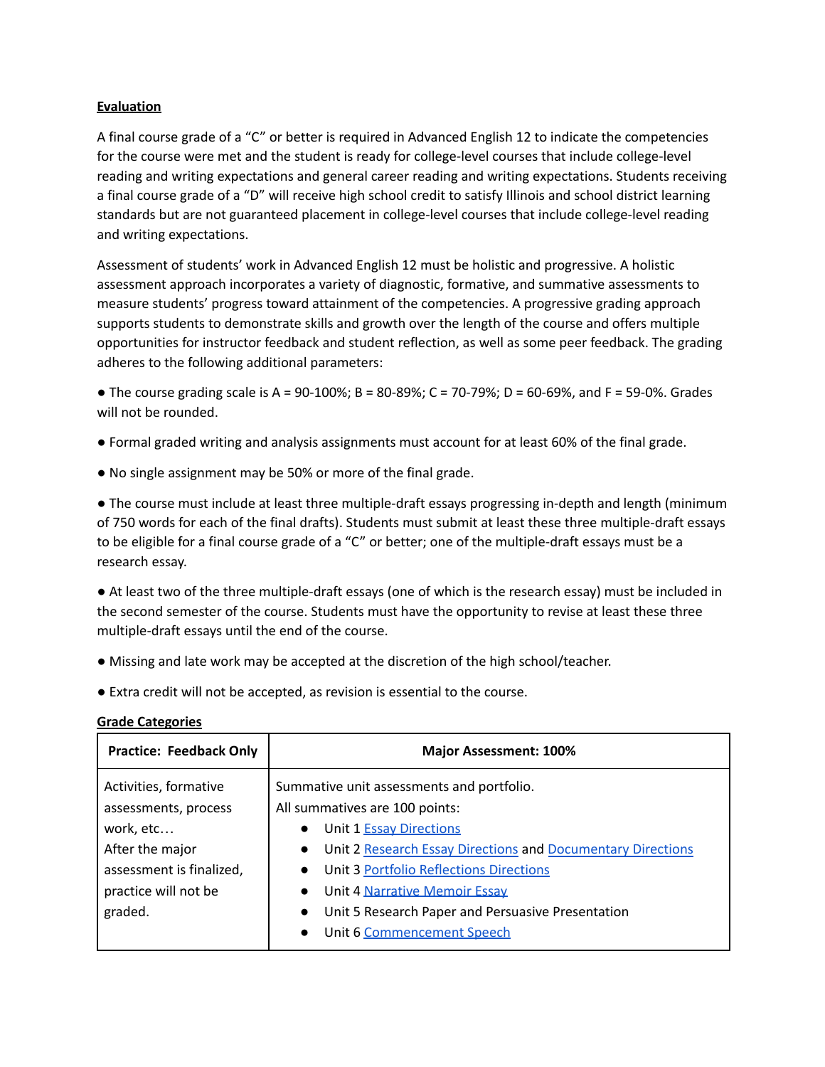**Evaluation**

A final course grade of a "C" or better is required in Advanced English 12 to indicate the competencies for the course were met and the student is ready for college-level courses that include college-level reading and writing expectations and general career reading and writing expectations. Students receiving a final course grade of a "D" will receive high school credit to satisfy Illinois and school district learning standards but are not guaranteed placement in college-level courses that include college-level reading and writing expectations.

Assessment of students' work in Advanced English 12 must be holistic and progressive. A holistic assessment approach incorporates a variety of diagnostic, formative, and summative assessments to measure students' progress toward attainment of the competencies. A progressive grading approach supports students to demonstrate skills and growth over the length of the course and offers multiple opportunities for instructor feedback and student reflection, as well as some peer feedback. The grading adheres to the following additional parameters:

- The course grading scale is A = 90-100%; B = 80-89%; C = 70-79%; D = 60-69%, and F = 59-0%. Grades will not be rounded.
- Formal graded writing and analysis assignments must account for at least 60% of the final grade.
- No single assignment may be 50% or more of the final grade.
- The course must include at least three multiple-draft essays progressing in-depth and length (minimum of 750 words for each of the final drafts). Students must submit at least these three multiple-draft essays to be eligible for a final course grade of a "C" or better; one of the multiple-draft essays must be a research essay.
- At least two of the three multiple-draft essays (one of which is the research essay) must be included in the second semester of the course. Students must have the opportunity to revise at least these three multiple-draft essays until the end of the course.
- Missing and late work may be accepted at the discretion of the high school/teacher.
- Extra credit will not be accepted, as revision is essential to the course.

**Grade Categories**

| Practice: Feedback Only | Major Assessment: 100% |
|---|---|
| Activities, formative assessments, process work, etc… After the major assessment is finalized, practice will not be graded. | Summative unit assessments and portfolio. All summatives are 100 points: <br>• Unit 1 Essay Directions <br>• Unit 2 Research Essay Directions and Documentary Directions <br>• Unit 3 Portfolio Reflections Directions <br>• Unit 4 Narrative Memoir Essay <br>• Unit 5 Research Paper and Persuasive Presentation <br>• Unit 6 Commencement Speech |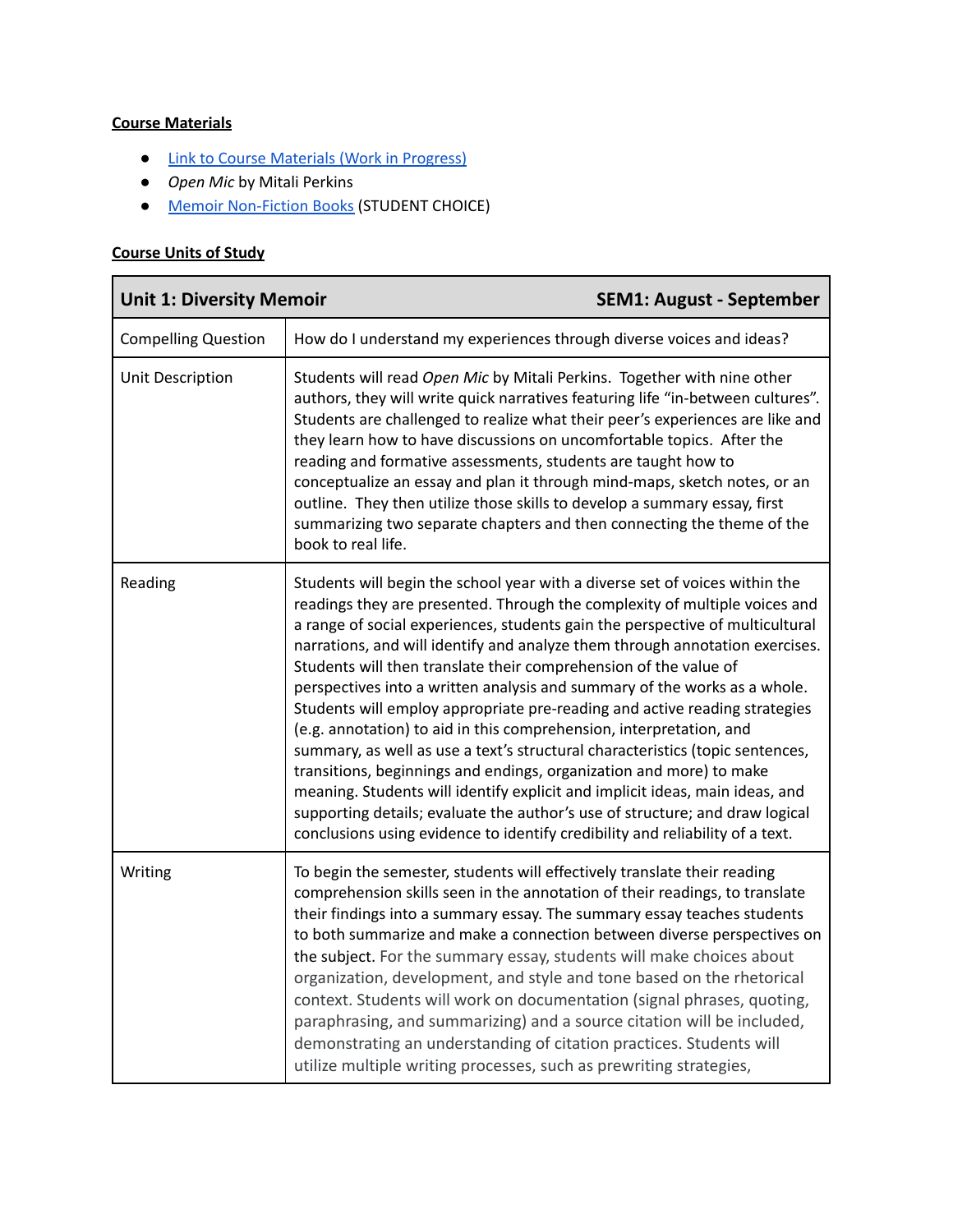**Course Materials**

- Link to Course Materials (Work in Progress)
- *Open Mic* by Mitali Perkins
- Memoir Non-Fiction Books (STUDENT CHOICE)

**Course Units of Study**

| **Unit 1: Diversity Memoir** | **SEM1: August - September** |
|---|---|
| Compelling Question | How do I understand my experiences through diverse voices and ideas? |
| Unit Description | Students will read *Open Mic* by Mitali Perkins. Together with nine other authors, they will write quick narratives featuring life "in-between cultures". Students are challenged to realize what their peer's experiences are like and they learn how to have discussions on uncomfortable topics. After the reading and formative assessments, students are taught how to conceptualize an essay and plan it through mind-maps, sketch notes, or an outline. They then utilize those skills to develop a summary essay, first summarizing two separate chapters and then connecting the theme of the book to real life. |
| Reading | Students will begin the school year with a diverse set of voices within the readings they are presented. Through the complexity of multiple voices and a range of social experiences, students gain the perspective of multicultural narrations, and will identify and analyze them through annotation exercises. Students will then translate their comprehension of the value of perspectives into a written analysis and summary of the works as a whole. Students will employ appropriate pre-reading and active reading strategies (e.g. annotation) to aid in this comprehension, interpretation, and summary, as well as use a text's structural characteristics (topic sentences, transitions, beginnings and endings, organization and more) to make meaning. Students will identify explicit and implicit ideas, main ideas, and supporting details; evaluate the author's use of structure; and draw logical conclusions using evidence to identify credibility and reliability of a text. |
| Writing | To begin the semester, students will effectively translate their reading comprehension skills seen in the annotation of their readings, to translate their findings into a summary essay. The summary essay teaches students to both summarize and make a connection between diverse perspectives on the subject. For the summary essay, students will make choices about organization, development, and style and tone based on the rhetorical context. Students will work on documentation (signal phrases, quoting, paraphrasing, and summarizing) and a source citation will be included, demonstrating an understanding of citation practices. Students will utilize multiple writing processes, such as prewriting strategies, |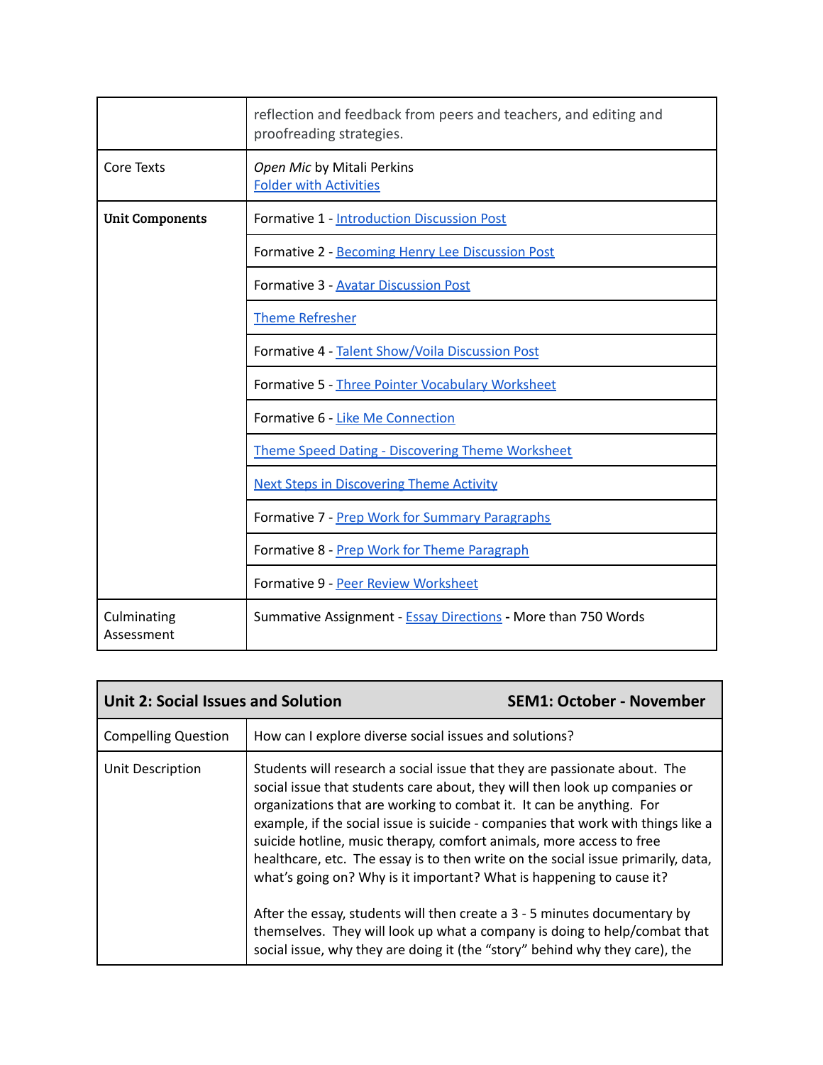| | |
|---|---|
| | reflection and feedback from peers and teachers, and editing and proofreading strategies. |
| Core Texts | *Open Mic* by Mitali Perkins<br>Folder with Activities |
| **Unit Components** | Formative 1 - Introduction Discussion Post |
| | Formative 2 - Becoming Henry Lee Discussion Post |
| | Formative 3 - Avatar Discussion Post |
| | Theme Refresher |
| | Formative 4 - Talent Show/Voila Discussion Post |
| | Formative 5 - Three Pointer Vocabulary Worksheet |
| | Formative 6 - Like Me Connection |
| | Theme Speed Dating - Discovering Theme Worksheet |
| | Next Steps in Discovering Theme Activity |
| | Formative 7 - Prep Work for Summary Paragraphs |
| | Formative 8 - Prep Work for Theme Paragraph |
| | Formative 9 - Peer Review Worksheet |
| Culminating Assessment | Summative Assignment - Essay Directions **-** More than 750 Words |

| **Unit 2: Social Issues and Solution** | **SEM1: October - November** |
|---|---|
| Compelling Question | How can I explore diverse social issues and solutions? |
| Unit Description | Students will research a social issue that they are passionate about. The social issue that students care about, they will then look up companies or organizations that are working to combat it. It can be anything. For example, if the social issue is suicide - companies that work with things like a suicide hotline, music therapy, comfort animals, more access to free healthcare, etc. The essay is to then write on the social issue primarily, data, what's going on? Why is it important? What is happening to cause it?<br><br>After the essay, students will then create a 3 - 5 minutes documentary by themselves. They will look up what a company is doing to help/combat that social issue, why they are doing it (the "story" behind why they care), the |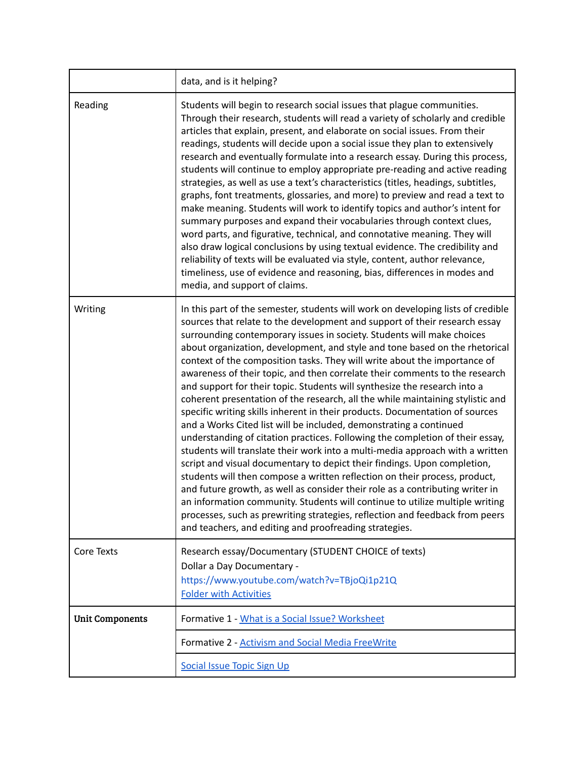| | |
|---|---|
| | data, and is it helping? |
| Reading | Students will begin to research social issues that plague communities. Through their research, students will read a variety of scholarly and credible articles that explain, present, and elaborate on social issues. From their readings, students will decide upon a social issue they plan to extensively research and eventually formulate into a research essay. During this process, students will continue to employ appropriate pre-reading and active reading strategies, as well as use a text's characteristics (titles, headings, subtitles, graphs, font treatments, glossaries, and more) to preview and read a text to make meaning. Students will work to identify topics and author's intent for summary purposes and expand their vocabularies through context clues, word parts, and figurative, technical, and connotative meaning. They will also draw logical conclusions by using textual evidence. The credibility and reliability of texts will be evaluated via style, content, author relevance, timeliness, use of evidence and reasoning, bias, differences in modes and media, and support of claims. |
| Writing | In this part of the semester, students will work on developing lists of credible sources that relate to the development and support of their research essay surrounding contemporary issues in society. Students will make choices about organization, development, and style and tone based on the rhetorical context of the composition tasks. They will write about the importance of awareness of their topic, and then correlate their comments to the research and support for their topic. Students will synthesize the research into a coherent presentation of the research, all the while maintaining stylistic and specific writing skills inherent in their products. Documentation of sources and a Works Cited list will be included, demonstrating a continued understanding of citation practices. Following the completion of their essay, students will translate their work into a multi-media approach with a written script and visual documentary to depict their findings. Upon completion, students will then compose a written reflection on their process, product, and future growth, as well as consider their role as a contributing writer in an information community. Students will continue to utilize multiple writing processes, such as prewriting strategies, reflection and feedback from peers and teachers, and editing and proofreading strategies. |
| Core Texts | Research essay/Documentary (STUDENT CHOICE of texts)<br>Dollar a Day Documentary -<br>https://www.youtube.com/watch?v=TBjoQi1p21Q<br>Folder with Activities |
| **Unit Components** | Formative 1 - What is a Social Issue? Worksheet |
| | Formative 2 - Activism and Social Media FreeWrite |
| | Social Issue Topic Sign Up |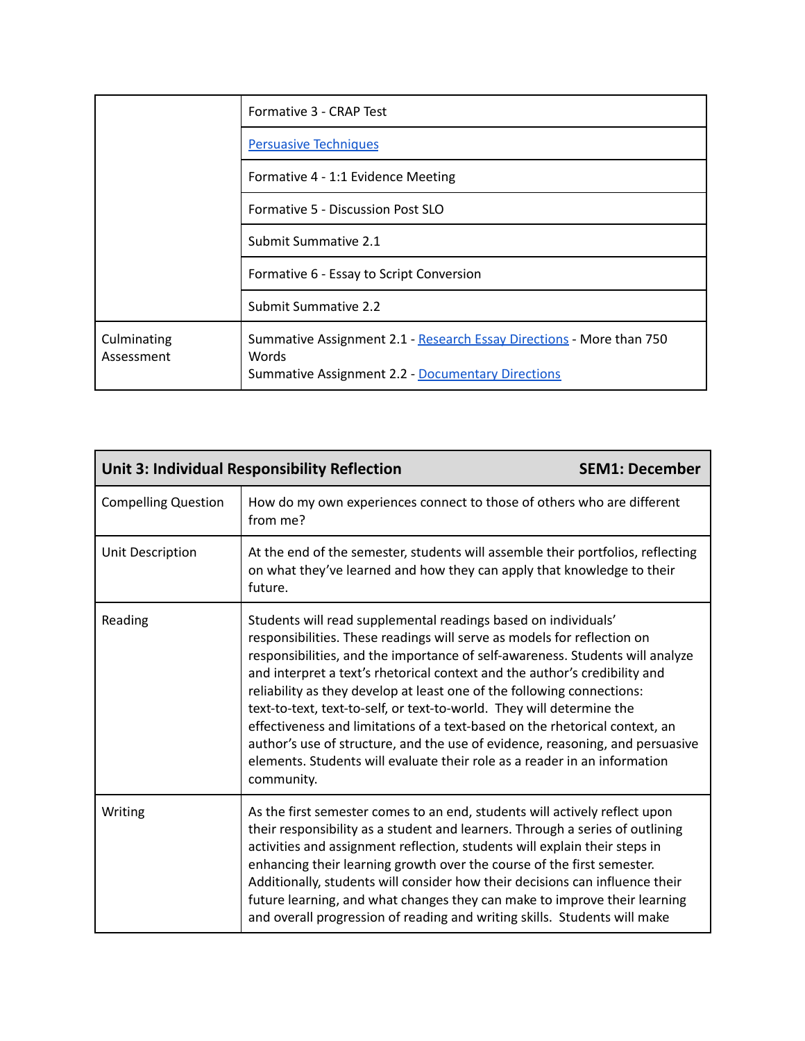| | |
|---|---|
| | Formative 3 - CRAP Test |
| | [Persuasive Techniques] |
| | Formative 4 - 1:1 Evidence Meeting |
| | Formative 5 - Discussion Post SLO |
| | Submit Summative 2.1 |
| | Formative 6 - Essay to Script Conversion |
| | Submit Summative 2.2 |
| Culminating Assessment | Summative Assignment 2.1 - [Research Essay Directions] - More than 750 Words<br>Summative Assignment 2.2 - [Documentary Directions] |

| **Unit 3: Individual Responsibility Reflection** | **SEM1: December** |
|---|---|
| Compelling Question | How do my own experiences connect to those of others who are different from me? |
| Unit Description | At the end of the semester, students will assemble their portfolios, reflecting on what they've learned and how they can apply that knowledge to their future. |
| Reading | Students will read supplemental readings based on individuals' responsibilities. These readings will serve as models for reflection on responsibilities, and the importance of self-awareness. Students will analyze and interpret a text's rhetorical context and the author's credibility and reliability as they develop at least one of the following connections: text-to-text, text-to-self, or text-to-world. They will determine the effectiveness and limitations of a text-based on the rhetorical context, an author's use of structure, and the use of evidence, reasoning, and persuasive elements. Students will evaluate their role as a reader in an information community. |
| Writing | As the first semester comes to an end, students will actively reflect upon their responsibility as a student and learners. Through a series of outlining activities and assignment reflection, students will explain their steps in enhancing their learning growth over the course of the first semester. Additionally, students will consider how their decisions can influence their future learning, and what changes they can make to improve their learning and overall progression of reading and writing skills. Students will make |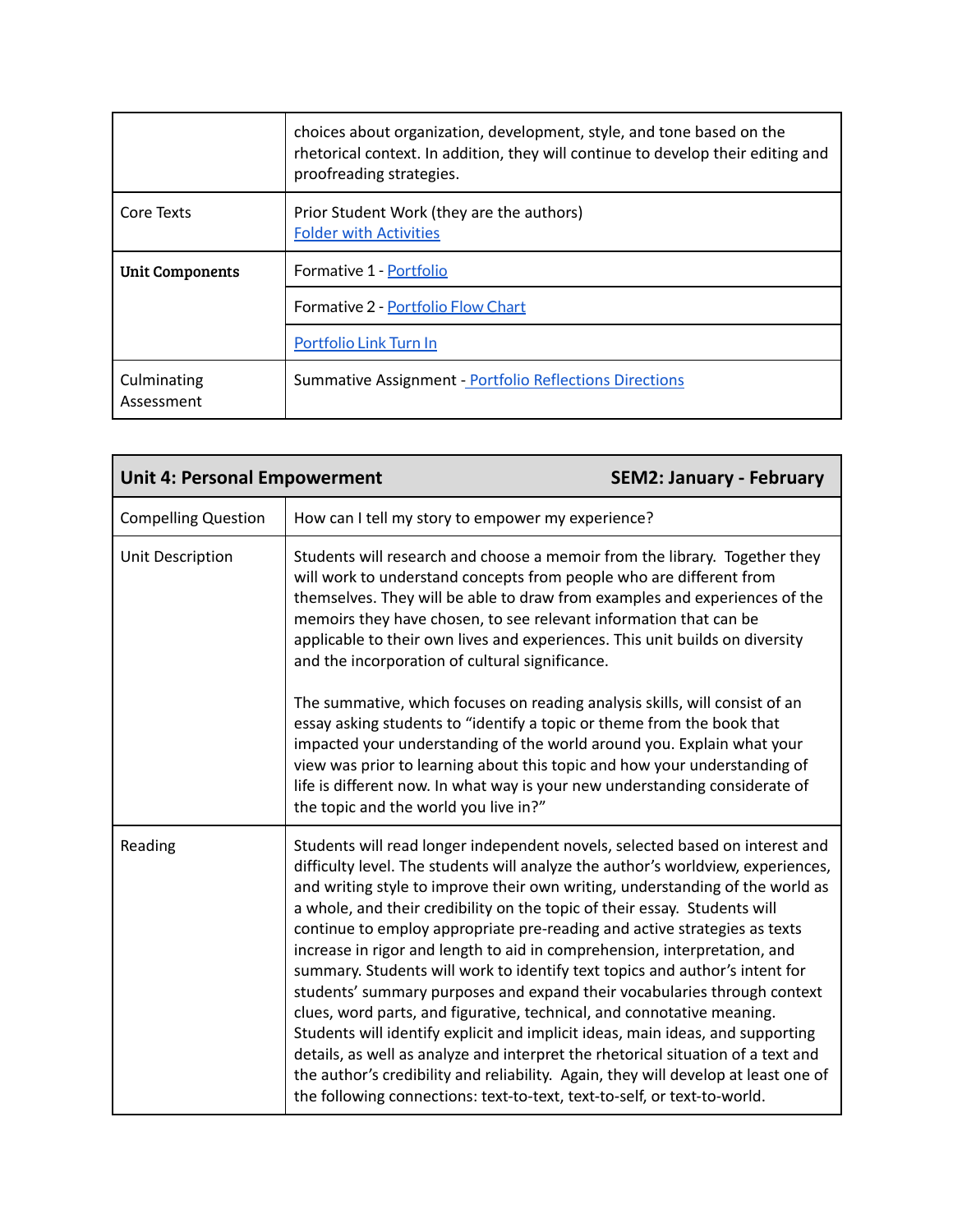| | |
|---|---|
| | choices about organization, development, style, and tone based on the rhetorical context. In addition, they will continue to develop their editing and proofreading strategies. |
| Core Texts | Prior Student Work (they are the authors)<br>Folder with Activities |
| **Unit Components** | Formative 1 - Portfolio |
| | Formative 2 - Portfolio Flow Chart |
| | Portfolio Link Turn In |
| Culminating Assessment | Summative Assignment - Portfolio Reflections Directions |

| **Unit 4: Personal Empowerment** | **SEM2: January - February** |
|---|---|
| Compelling Question | How can I tell my story to empower my experience? |
| Unit Description | Students will research and choose a memoir from the library. Together they will work to understand concepts from people who are different from themselves. They will be able to draw from examples and experiences of the memoirs they have chosen, to see relevant information that can be applicable to their own lives and experiences. This unit builds on diversity and the incorporation of cultural significance.<br><br>The summative, which focuses on reading analysis skills, will consist of an essay asking students to "identify a topic or theme from the book that impacted your understanding of the world around you. Explain what your view was prior to learning about this topic and how your understanding of life is different now. In what way is your new understanding considerate of the topic and the world you live in?" |
| Reading | Students will read longer independent novels, selected based on interest and difficulty level. The students will analyze the author's worldview, experiences, and writing style to improve their own writing, understanding of the world as a whole, and their credibility on the topic of their essay. Students will continue to employ appropriate pre-reading and active strategies as texts increase in rigor and length to aid in comprehension, interpretation, and summary. Students will work to identify text topics and author's intent for students' summary purposes and expand their vocabularies through context clues, word parts, and figurative, technical, and connotative meaning. Students will identify explicit and implicit ideas, main ideas, and supporting details, as well as analyze and interpret the rhetorical situation of a text and the author's credibility and reliability. Again, they will develop at least one of the following connections: text-to-text, text-to-self, or text-to-world. |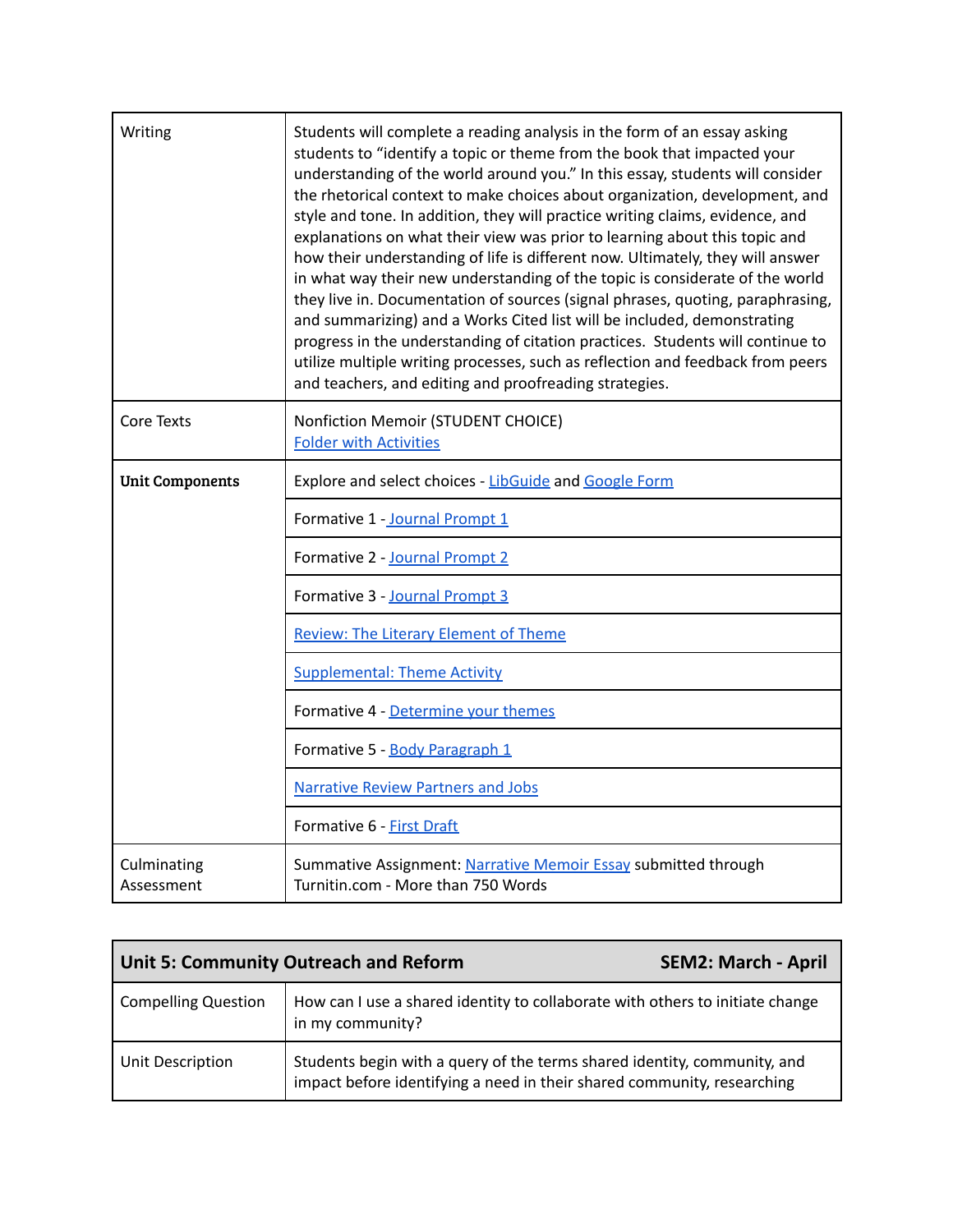| | |
|---|---|
| Writing | Students will complete a reading analysis in the form of an essay asking students to "identify a topic or theme from the book that impacted your understanding of the world around you." In this essay, students will consider the rhetorical context to make choices about organization, development, and style and tone. In addition, they will practice writing claims, evidence, and explanations on what their view was prior to learning about this topic and how their understanding of life is different now. Ultimately, they will answer in what way their new understanding of the topic is considerate of the world they live in. Documentation of sources (signal phrases, quoting, paraphrasing, and summarizing) and a Works Cited list will be included, demonstrating progress in the understanding of citation practices. Students will continue to utilize multiple writing processes, such as reflection and feedback from peers and teachers, and editing and proofreading strategies. |
| Core Texts | Nonfiction Memoir (STUDENT CHOICE)<br>Folder with Activities |
| **Unit Components** | Explore and select choices - LibGuide and Google Form |
| | Formative 1 - Journal Prompt 1 |
| | Formative 2 - Journal Prompt 2 |
| | Formative 3 - Journal Prompt 3 |
| | Review: The Literary Element of Theme |
| | Supplemental: Theme Activity |
| | Formative 4 - Determine your themes |
| | Formative 5 - Body Paragraph 1 |
| | Narrative Review Partners and Jobs |
| | Formative 6 - First Draft |
| Culminating Assessment | Summative Assignment: Narrative Memoir Essay submitted through Turnitin.com - More than 750 Words |

| **Unit 5: Community Outreach and Reform** | **SEM2: March - April** |
|---|---|
| Compelling Question | How can I use a shared identity to collaborate with others to initiate change in my community? |
| Unit Description | Students begin with a query of the terms shared identity, community, and impact before identifying a need in their shared community, researching |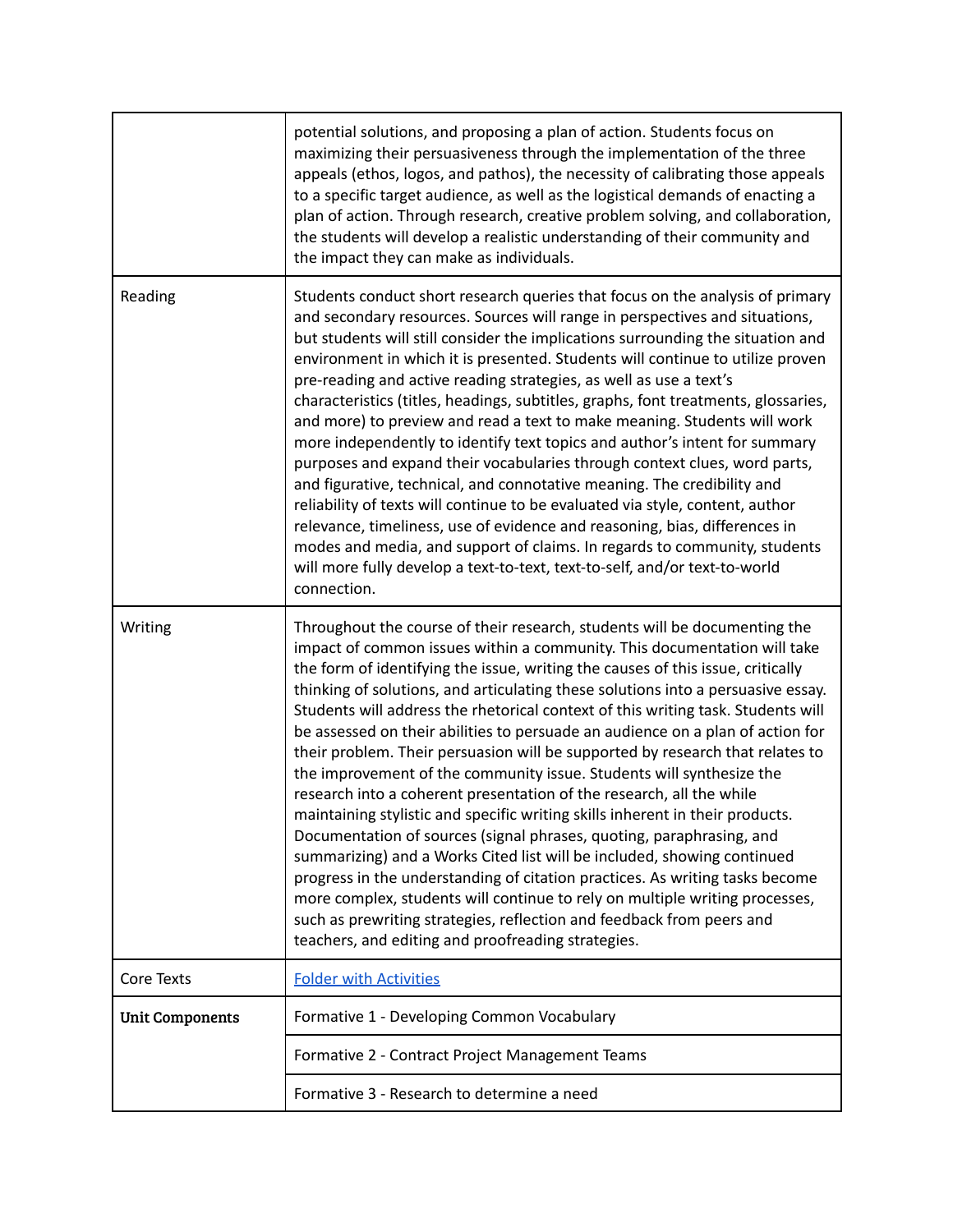|  |  |
| --- | --- |
|  | potential solutions, and proposing a plan of action. Students focus on maximizing their persuasiveness through the implementation of the three appeals (ethos, logos, and pathos), the necessity of calibrating those appeals to a specific target audience, as well as the logistical demands of enacting a plan of action. Through research, creative problem solving, and collaboration, the students will develop a realistic understanding of their community and the impact they can make as individuals. |
| Reading | Students conduct short research queries that focus on the analysis of primary and secondary resources. Sources will range in perspectives and situations, but students will still consider the implications surrounding the situation and environment in which it is presented. Students will continue to utilize proven pre-reading and active reading strategies, as well as use a text's characteristics (titles, headings, subtitles, graphs, font treatments, glossaries, and more) to preview and read a text to make meaning. Students will work more independently to identify text topics and author's intent for summary purposes and expand their vocabularies through context clues, word parts, and figurative, technical, and connotative meaning. The credibility and reliability of texts will continue to be evaluated via style, content, author relevance, timeliness, use of evidence and reasoning, bias, differences in modes and media, and support of claims. In regards to community, students will more fully develop a text-to-text, text-to-self, and/or text-to-world connection. |
| Writing | Throughout the course of their research, students will be documenting the impact of common issues within a community. This documentation will take the form of identifying the issue, writing the causes of this issue, critically thinking of solutions, and articulating these solutions into a persuasive essay. Students will address the rhetorical context of this writing task. Students will be assessed on their abilities to persuade an audience on a plan of action for their problem. Their persuasion will be supported by research that relates to the improvement of the community issue. Students will synthesize the research into a coherent presentation of the research, all the while maintaining stylistic and specific writing skills inherent in their products. Documentation of sources (signal phrases, quoting, paraphrasing, and summarizing) and a Works Cited list will be included, showing continued progress in the understanding of citation practices. As writing tasks become more complex, students will continue to rely on multiple writing processes, such as prewriting strategies, reflection and feedback from peers and teachers, and editing and proofreading strategies. |
| Core Texts | Folder with Activities |
| **Unit Components** | Formative 1 - Developing Common Vocabulary |
|  | Formative 2 - Contract Project Management Teams |
|  | Formative 3 - Research to determine a need |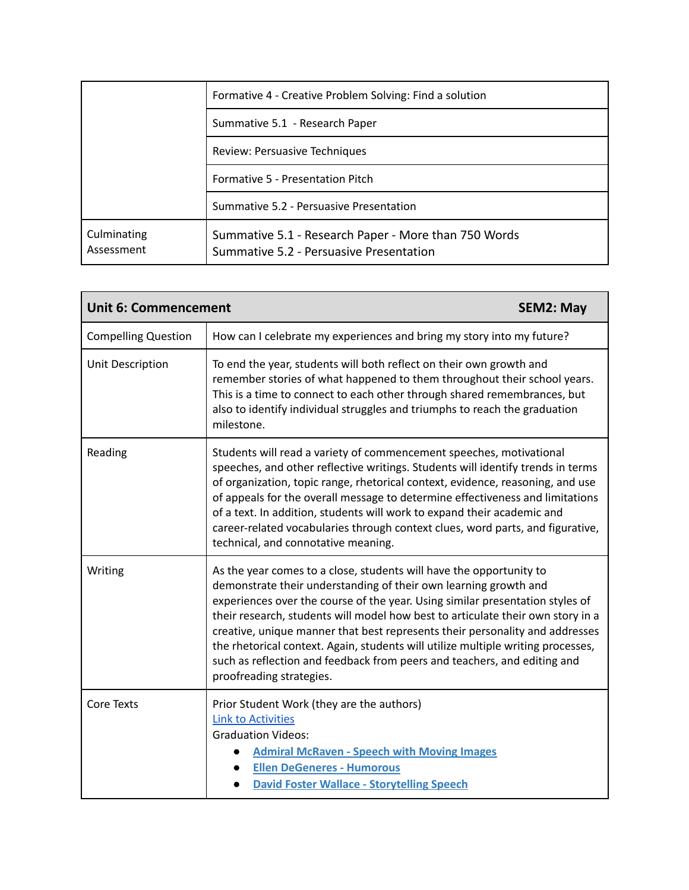|  |  |
| --- | --- |
|  | Formative 4 - Creative Problem Solving: Find a solution |
|  | Summative 5.1 - Research Paper |
|  | Review: Persuasive Techniques |
|  | Formative 5 - Presentation Pitch |
|  | Summative 5.2 - Persuasive Presentation |
| Culminating Assessment | Summative 5.1 - Research Paper - More than 750 Words<br>Summative 5.2 - Persuasive Presentation |

| **Unit 6: Commencement** | **SEM2: May** |
| --- | --- |
| Compelling Question | How can I celebrate my experiences and bring my story into my future? |
| Unit Description | To end the year, students will both reflect on their own growth and remember stories of what happened to them throughout their school years. This is a time to connect to each other through shared remembrances, but also to identify individual struggles and triumphs to reach the graduation milestone. |
| Reading | Students will read a variety of commencement speeches, motivational speeches, and other reflective writings. Students will identify trends in terms of organization, topic range, rhetorical context, evidence, reasoning, and use of appeals for the overall message to determine effectiveness and limitations of a text. In addition, students will work to expand their academic and career-related vocabularies through context clues, word parts, and figurative, technical, and connotative meaning. |
| Writing | As the year comes to a close, students will have the opportunity to demonstrate their understanding of their own learning growth and experiences over the course of the year. Using similar presentation styles of their research, students will model how best to articulate their own story in a creative, unique manner that best represents their personality and addresses the rhetorical context. Again, students will utilize multiple writing processes, such as reflection and feedback from peers and teachers, and editing and proofreading strategies. |
| Core Texts | Prior Student Work (they are the authors)<br>Link to Activities<br>Graduation Videos:<br>● **Admiral McRaven - Speech with Moving Images**<br>● **Ellen DeGeneres - Humorous**<br>● **David Foster Wallace - Storytelling Speech** |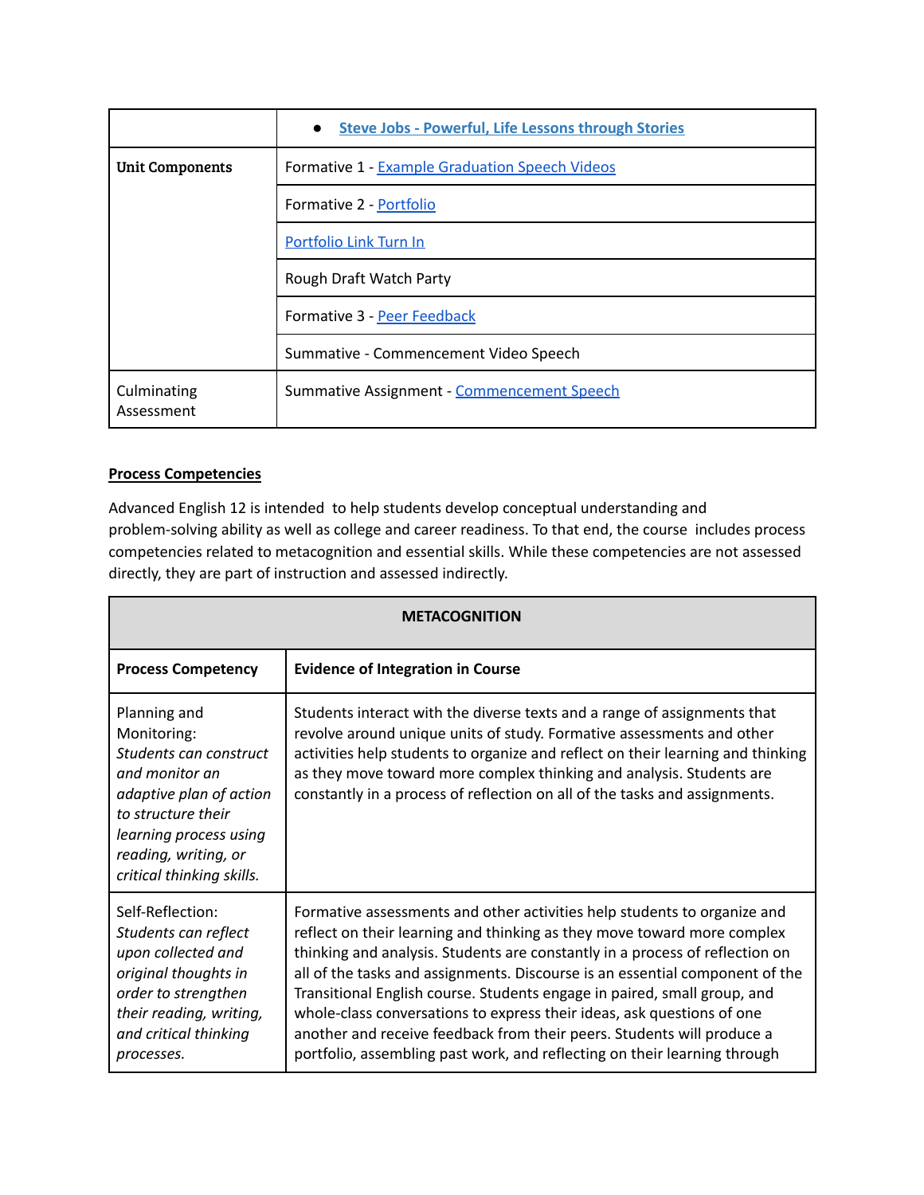| | |
|---|---|
| | • **Steve Jobs - Powerful, Life Lessons through Stories** |
| **Unit Components** | Formative 1 - Example Graduation Speech Videos |
| | Formative 2 - Portfolio |
| | Portfolio Link Turn In |
| | Rough Draft Watch Party |
| | Formative 3 - Peer Feedback |
| | Summative - Commencement Video Speech |
| Culminating Assessment | Summative Assignment - Commencement Speech |

**Process Competencies**

Advanced English 12 is intended to help students develop conceptual understanding and problem-solving ability as well as college and career readiness. To that end, the course includes process competencies related to metacognition and essential skills. While these competencies are not assessed directly, they are part of instruction and assessed indirectly.

| **METACOGNITION** | |
|---|---|
| **Process Competency** | **Evidence of Integration in Course** |
| Planning and Monitoring: *Students can construct and monitor an adaptive plan of action to structure their learning process using reading, writing, or critical thinking skills.* | Students interact with the diverse texts and a range of assignments that revolve around unique units of study. Formative assessments and other activities help students to organize and reflect on their learning and thinking as they move toward more complex thinking and analysis. Students are constantly in a process of reflection on all of the tasks and assignments. |
| Self-Reflection: *Students can reflect upon collected and original thoughts in order to strengthen their reading, writing, and critical thinking processes.* | Formative assessments and other activities help students to organize and reflect on their learning and thinking as they move toward more complex thinking and analysis. Students are constantly in a process of reflection on all of the tasks and assignments. Discourse is an essential component of the Transitional English course. Students engage in paired, small group, and whole-class conversations to express their ideas, ask questions of one another and receive feedback from their peers. Students will produce a portfolio, assembling past work, and reflecting on their learning through |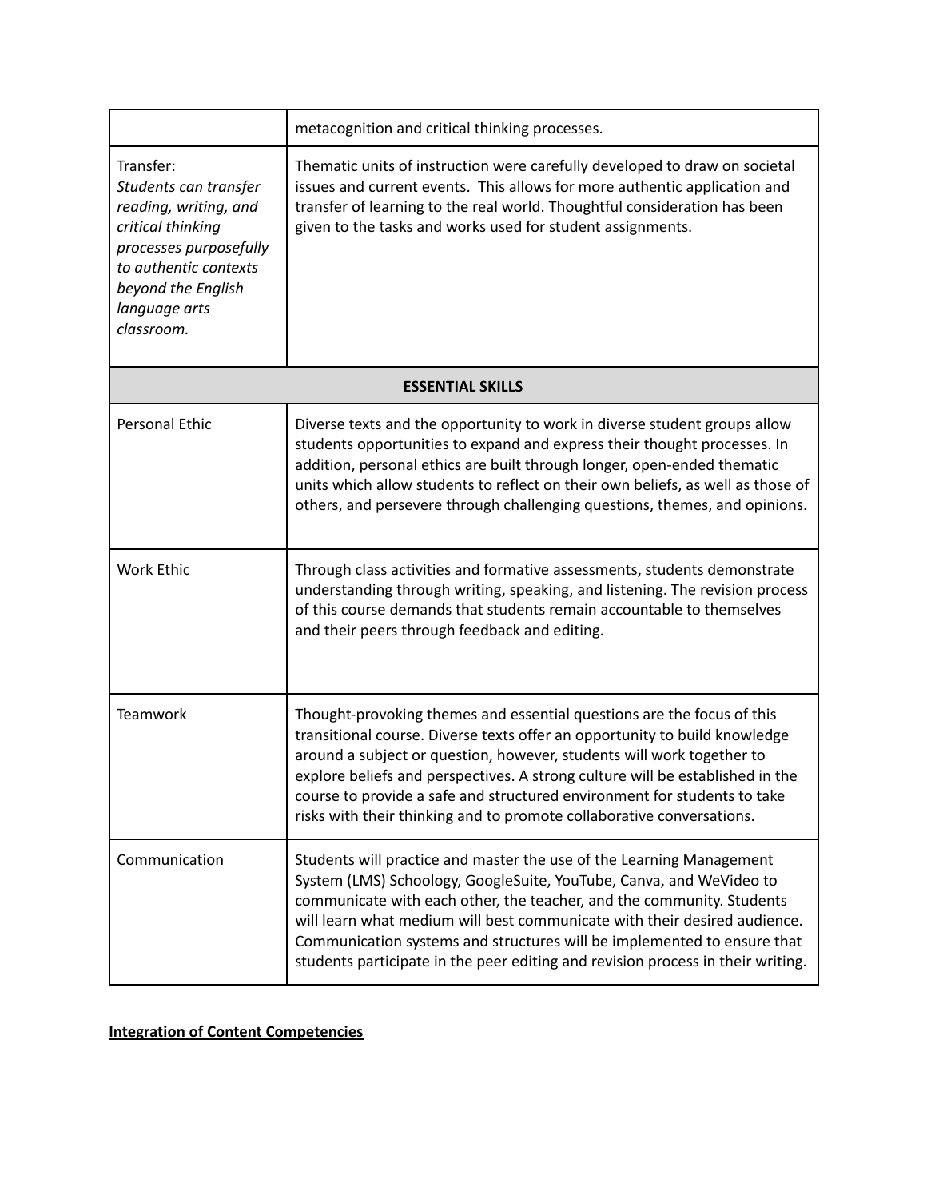| | |
|---|---|
| | metacognition and critical thinking processes. |
| Transfer: *Students can transfer reading, writing, and critical thinking processes purposefully to authentic contexts beyond the English language arts classroom.* | Thematic units of instruction were carefully developed to draw on societal issues and current events. This allows for more authentic application and transfer of learning to the real world. Thoughtful consideration has been given to the tasks and works used for student assignments. |
| **ESSENTIAL SKILLS** | |
| Personal Ethic | Diverse texts and the opportunity to work in diverse student groups allow students opportunities to expand and express their thought processes. In addition, personal ethics are built through longer, open-ended thematic units which allow students to reflect on their own beliefs, as well as those of others, and persevere through challenging questions, themes, and opinions. |
| Work Ethic | Through class activities and formative assessments, students demonstrate understanding through writing, speaking, and listening. The revision process of this course demands that students remain accountable to themselves and their peers through feedback and editing. |
| Teamwork | Thought-provoking themes and essential questions are the focus of this transitional course. Diverse texts offer an opportunity to build knowledge around a subject or question, however, students will work together to explore beliefs and perspectives. A strong culture will be established in the course to provide a safe and structured environment for students to take risks with their thinking and to promote collaborative conversations. |
| Communication | Students will practice and master the use of the Learning Management System (LMS) Schoology, GoogleSuite, YouTube, Canva, and WeVideo to communicate with each other, the teacher, and the community. Students will learn what medium will best communicate with their desired audience. Communication systems and structures will be implemented to ensure that students participate in the peer editing and revision process in their writing. |

**Integration of Content Competencies**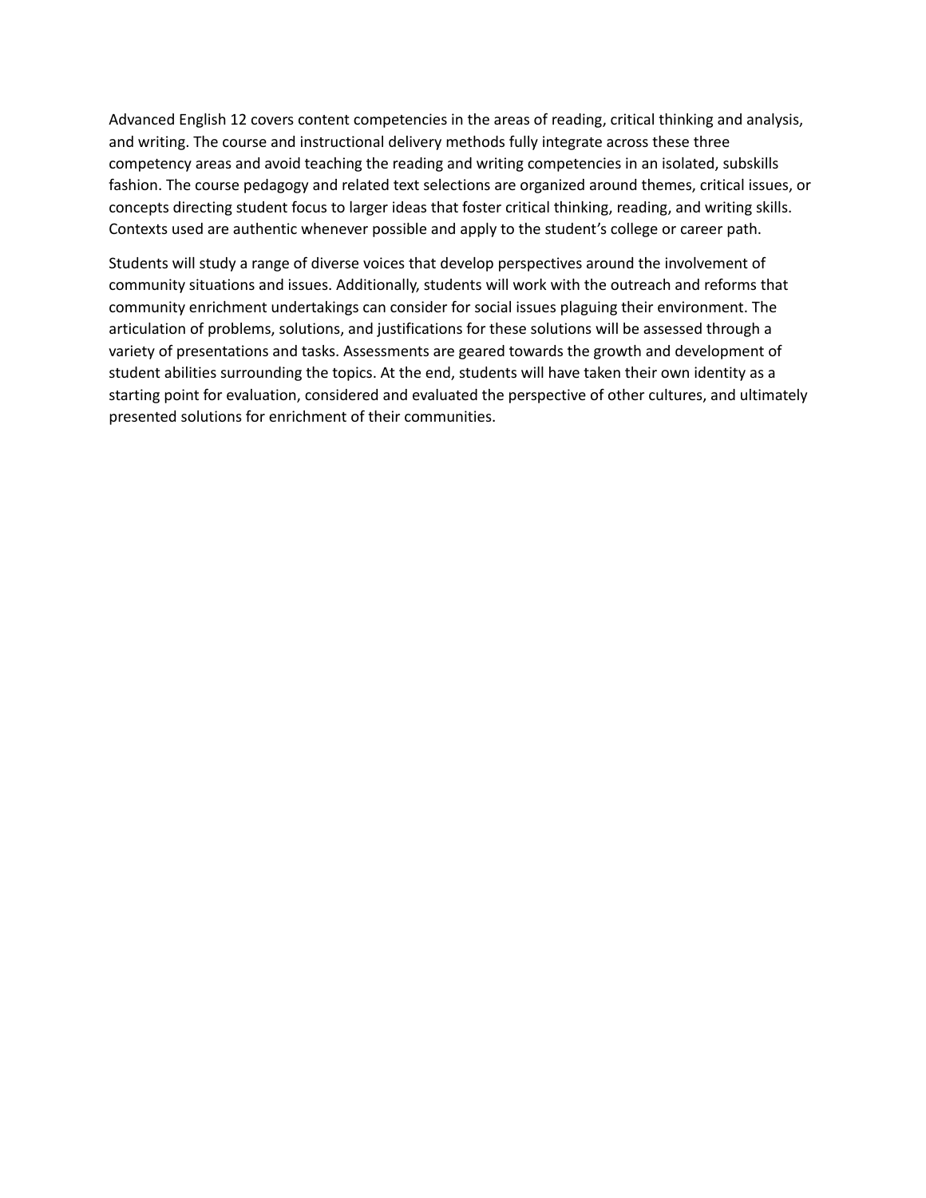Advanced English 12 covers content competencies in the areas of reading, critical thinking and analysis, and writing. The course and instructional delivery methods fully integrate across these three competency areas and avoid teaching the reading and writing competencies in an isolated, subskills fashion. The course pedagogy and related text selections are organized around themes, critical issues, or concepts directing student focus to larger ideas that foster critical thinking, reading, and writing skills. Contexts used are authentic whenever possible and apply to the student's college or career path.

Students will study a range of diverse voices that develop perspectives around the involvement of community situations and issues. Additionally, students will work with the outreach and reforms that community enrichment undertakings can consider for social issues plaguing their environment. The articulation of problems, solutions, and justifications for these solutions will be assessed through a variety of presentations and tasks. Assessments are geared towards the growth and development of student abilities surrounding the topics. At the end, students will have taken their own identity as a starting point for evaluation, considered and evaluated the perspective of other cultures, and ultimately presented solutions for enrichment of their communities.